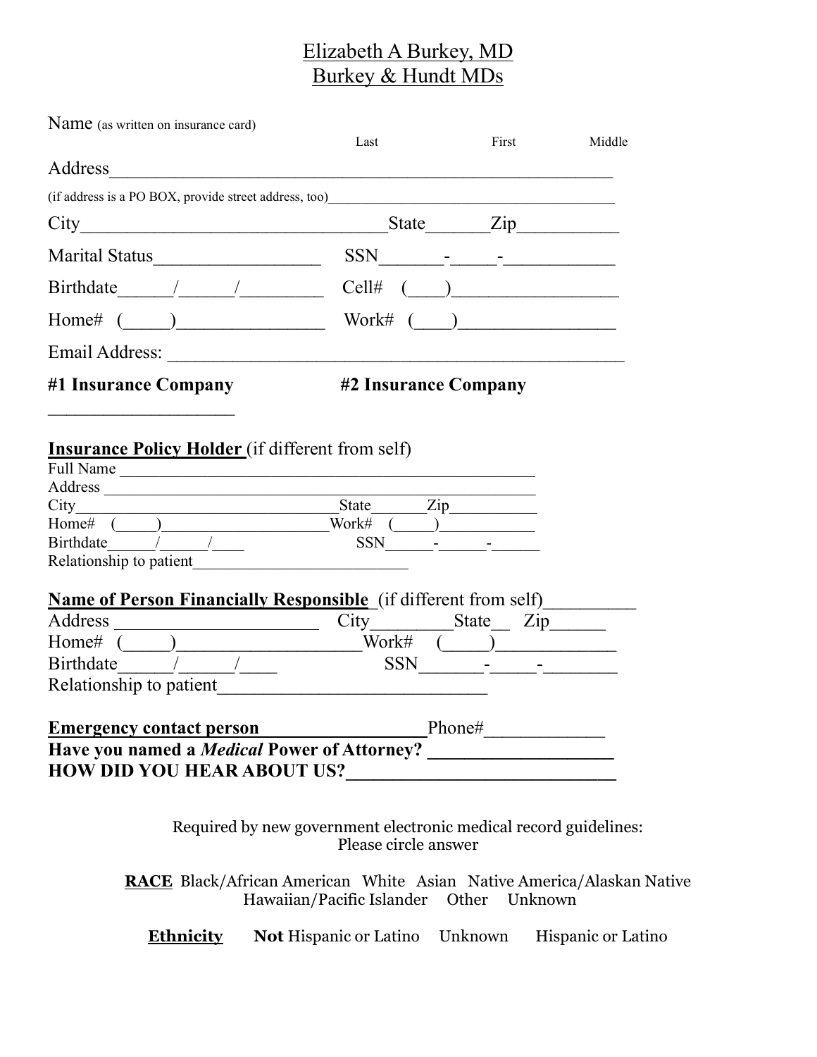# Elizabeth A Burkey, MD
# Burkey & Hundt MDs

Name (as written on insurance card) Last First Middle

Address_______________________________________________

(if address is a PO BOX, provide street address, too)_______________________________________

City_______________________________State______Zip__________

Marital Status_________________ SSN_______-_____-___________

Birthdate______/______/_________ Cell# (____)_________________

Home# (_____)________________ Work# (____)________________

Email Address: _____________________________________________

**#1 Insurance Company** **#2 Insurance Company**

____________________

**Insurance Policy Holder** (if different from self)

Full Name ______________________________________________

Address ________________________________________________

City________________________________State______Zip__________

Home# (_____)___________________Work# (_____)___________

Birthdate______/______/____ SSN______-______-______

Relationship to patient_________________________

**Name of Person Financially Responsible** (if different from self)_________

Address _____________________ City________State__ Zip______

Home# (_____)___________________Work# (_____)_____________

Birthdate______/______/____ SSN_______-_____-________

Relationship to patient____________________________

**Emergency contact person**_________________Phone#____________

**Have you named a *Medical* Power of Attorney?** ___________________

**HOW DID YOU HEAR ABOUT US?**__________________________

Required by new government electronic medical record guidelines:
Please circle answer

**RACE** Black/African American White Asian Native America/Alaskan Native Hawaiian/Pacific Islander Other Unknown

**Ethnicity** **Not** Hispanic or Latino Unknown Hispanic or Latino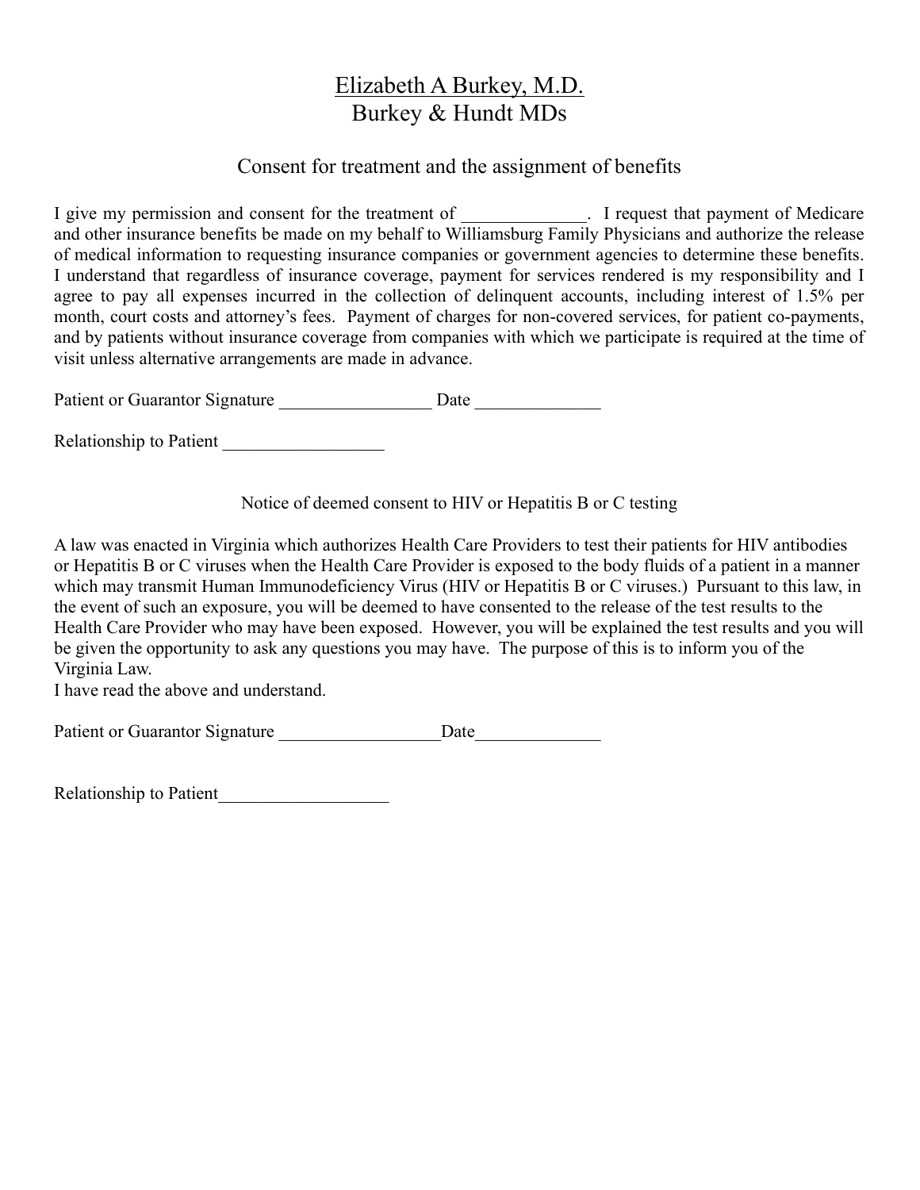# Elizabeth A Burkey, M.D.
## Burkey & Hundt MDs

### Consent for treatment and the assignment of benefits

I give my permission and consent for the treatment of ______________. I request that payment of Medicare and other insurance benefits be made on my behalf to Williamsburg Family Physicians and authorize the release of medical information to requesting insurance companies or government agencies to determine these benefits. I understand that regardless of insurance coverage, payment for services rendered is my responsibility and I agree to pay all expenses incurred in the collection of delinquent accounts, including interest of 1.5% per month, court costs and attorney's fees. Payment of charges for non-covered services, for patient co-payments, and by patients without insurance coverage from companies with which we participate is required at the time of visit unless alternative arrangements are made in advance.

Patient or Guarantor Signature _________________ Date ______________

Relationship to Patient __________________

### Notice of deemed consent to HIV or Hepatitis B or C testing

A law was enacted in Virginia which authorizes Health Care Providers to test their patients for HIV antibodies or Hepatitis B or C viruses when the Health Care Provider is exposed to the body fluids of a patient in a manner which may transmit Human Immunodeficiency Virus (HIV or Hepatitis B or C viruses.) Pursuant to this law, in the event of such an exposure, you will be deemed to have consented to the release of the test results to the Health Care Provider who may have been exposed. However, you will be explained the test results and you will be given the opportunity to ask any questions you may have. The purpose of this is to inform you of the Virginia Law.
I have read the above and understand.

Patient or Guarantor Signature __________________Date______________

Relationship to Patient___________________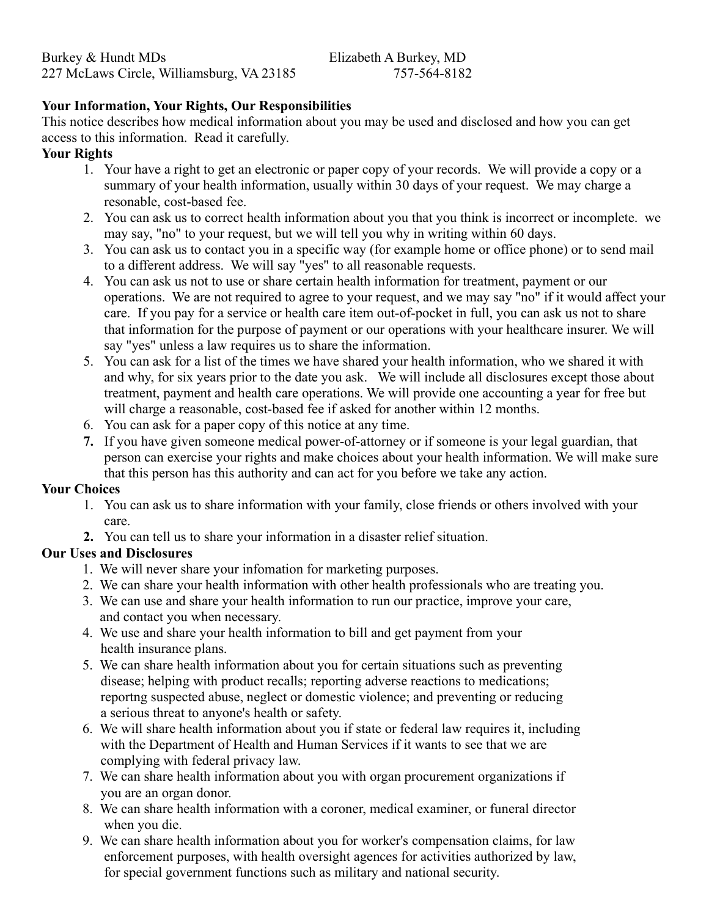Burkey & Hundt MDs
227 McLaws Circle, Williamsburg, VA 23185

Elizabeth A Burkey, MD
757-564-8182

**Your Information, Your Rights, Our Responsibilities**

This notice describes how medical information about you may be used and disclosed and how you can get access to this information. Read it carefully.

**Your Rights**

1. Your have a right to get an electronic or paper copy of your records. We will provide a copy or a summary of your health information, usually within 30 days of your request. We may charge a resonable, cost-based fee.
2. You can ask us to correct health information about you that you think is incorrect or incomplete. we may say, "no" to your request, but we will tell you why in writing within 60 days.
3. You can ask us to contact you in a specific way (for example home or office phone) or to send mail to a different address. We will say "yes" to all reasonable requests.
4. You can ask us not to use or share certain health information for treatment, payment or our operations. We are not required to agree to your request, and we may say "no" if it would affect your care. If you pay for a service or health care item out-of-pocket in full, you can ask us not to share that information for the purpose of payment or our operations with your healthcare insurer. We will say "yes" unless a law requires us to share the information.
5. You can ask for a list of the times we have shared your health information, who we shared it with and why, for six years prior to the date you ask. We will include all disclosures except those about treatment, payment and health care operations. We will provide one accounting a year for free but will charge a reasonable, cost-based fee if asked for another within 12 months.
6. You can ask for a paper copy of this notice at any time.
7. If you have given someone medical power-of-attorney or if someone is your legal guardian, that person can exercise your rights and make choices about your health information. We will make sure that this person has this authority and can act for you before we take any action.

**Your Choices**

1. You can ask us to share information with your family, close friends or others involved with your care.
2. You can tell us to share your information in a disaster relief situation.

**Our Uses and Disclosures**

1. We will never share your infomation for marketing purposes.
2. We can share your health information with other health professionals who are treating you.
3. We can use and share your health information to run our practice, improve your care, and contact you when necessary.
4. We use and share your health information to bill and get payment from your health insurance plans.
5. We can share health information about you for certain situations such as preventing disease; helping with product recalls; reporting adverse reactions to medications; reportng suspected abuse, neglect or domestic violence; and preventing or reducing a serious threat to anyone's health or safety.
6. We will share health information about you if state or federal law requires it, including with the Department of Health and Human Services if it wants to see that we are complying with federal privacy law.
7. We can share health information about you with organ procurement organizations if you are an organ donor.
8. We can share health information with a coroner, medical examiner, or funeral director when you die.
9. We can share health information about you for worker's compensation claims, for law enforcement purposes, with health oversight agences for activities authorized by law, for special government functions such as military and national security.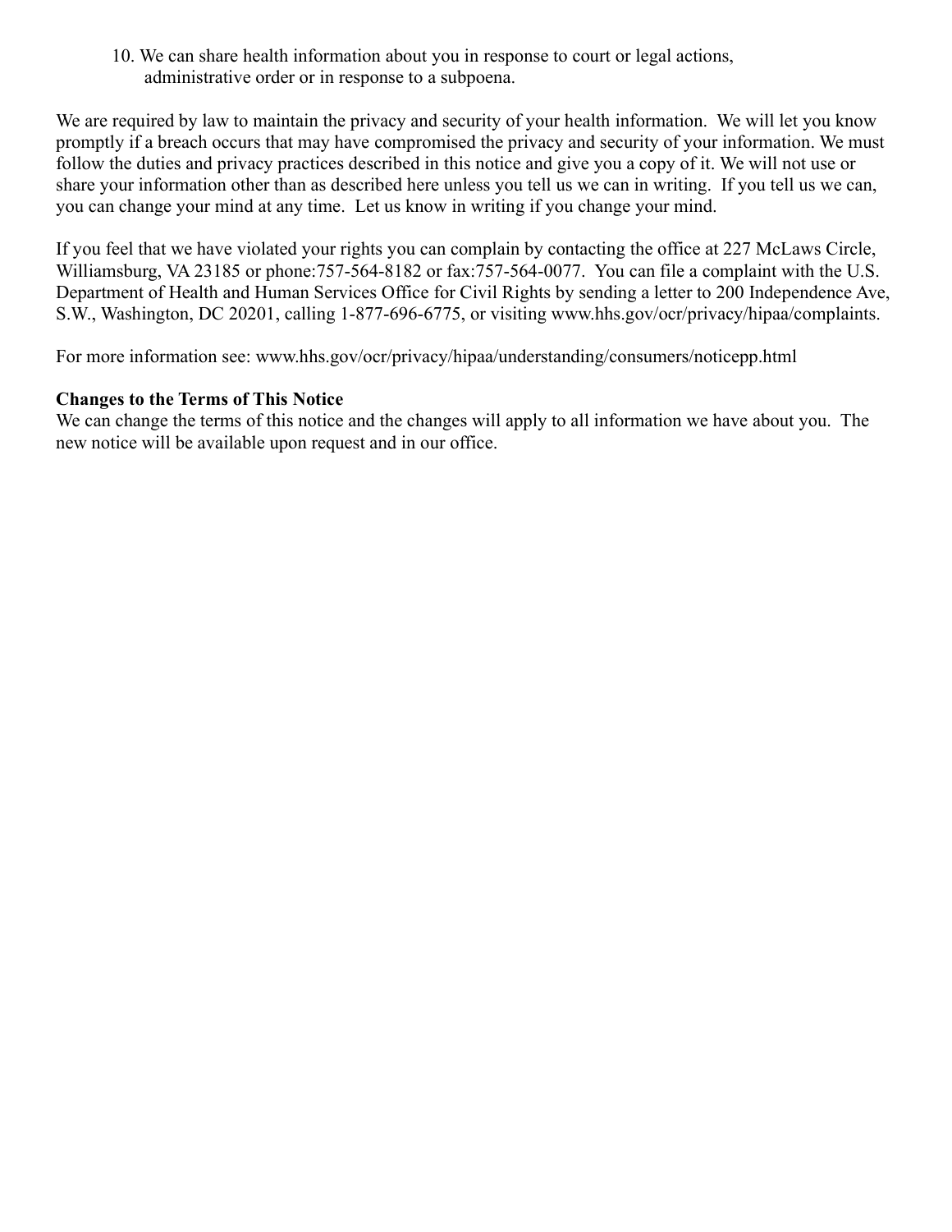10. We can share health information about you in response to court or legal actions, administrative order or in response to a subpoena.

We are required by law to maintain the privacy and security of your health information. We will let you know promptly if a breach occurs that may have compromised the privacy and security of your information. We must follow the duties and privacy practices described in this notice and give you a copy of it. We will not use or share your information other than as described here unless you tell us we can in writing. If you tell us we can, you can change your mind at any time. Let us know in writing if you change your mind.

If you feel that we have violated your rights you can complain by contacting the office at 227 McLaws Circle, Williamsburg, VA 23185 or phone:757-564-8182 or fax:757-564-0077. You can file a complaint with the U.S. Department of Health and Human Services Office for Civil Rights by sending a letter to 200 Independence Ave, S.W., Washington, DC 20201, calling 1-877-696-6775, or visiting www.hhs.gov/ocr/privacy/hipaa/complaints.

For more information see: www.hhs.gov/ocr/privacy/hipaa/understanding/consumers/noticepp.html

**Changes to the Terms of This Notice**

We can change the terms of this notice and the changes will apply to all information we have about you. The new notice will be available upon request and in our office.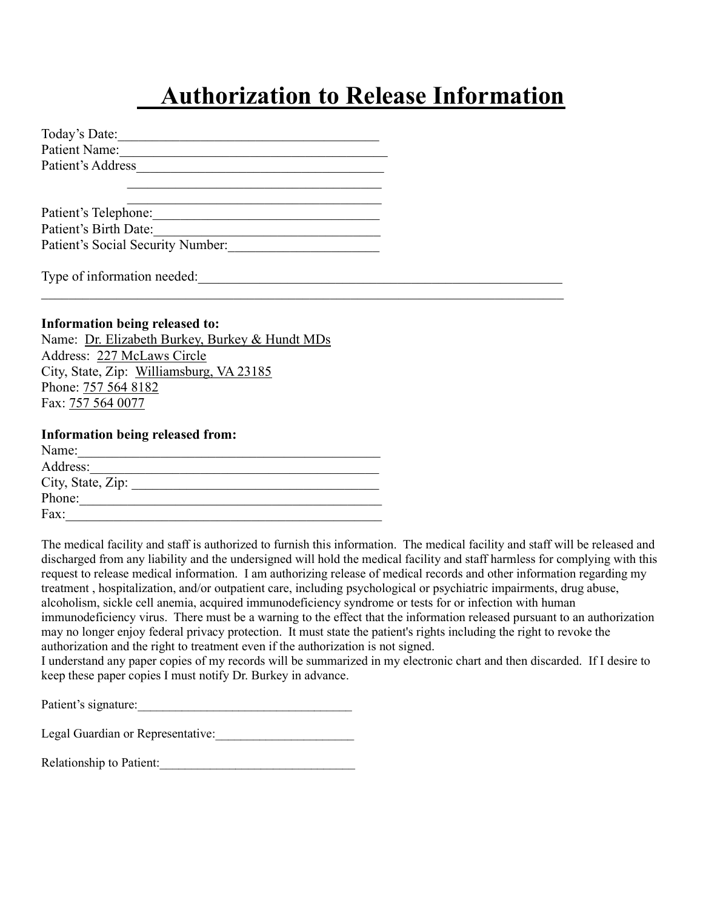// Authorization to Release Information

Today's Date:______________________________________

Patient Name:______________________________________

Patient's Address____________________________________

____________________________________

____________________________________

Patient's Telephone:_______________________________

Patient's Birth Date:_______________________________

Patient's Social Security Number:_____________________

Type of information needed:_______________________________________________________

_____________________________________________________________________________

**Information being released to:**

Name: Dr. Elizabeth Burkey, Burkey & Hundt MDs

Address: 227 McLaws Circle

City, State, Zip: Williamsburg, VA 23185

Phone: 757 564 8182

Fax: 757 564 0077

**Information being released from:**

Name:____________________________________________

Address:__________________________________________

City, State, Zip: ___________________________________

Phone:____________________________________________

Fax:______________________________________________

The medical facility and staff is authorized to furnish this information. The medical facility and staff will be released and discharged from any liability and the undersigned will hold the medical facility and staff harmless for complying with this request to release medical information. I am authorizing release of medical records and other information regarding my treatment , hospitalization, and/or outpatient care, including psychological or psychiatric impairments, drug abuse, alcoholism, sickle cell anemia, acquired immunodeficiency syndrome or tests for or infection with human immunodeficiency virus. There must be a warning to the effect that the information released pursuant to an authorization may no longer enjoy federal privacy protection. It must state the patient's rights including the right to revoke the authorization and the right to treatment even if the authorization is not signed.

I understand any paper copies of my records will be summarized in my electronic chart and then discarded. If I desire to keep these paper copies I must notify Dr. Burkey in advance.

Patient's signature:_________________________________

Legal Guardian or Representative:_____________________

Relationship to Patient:______________________________